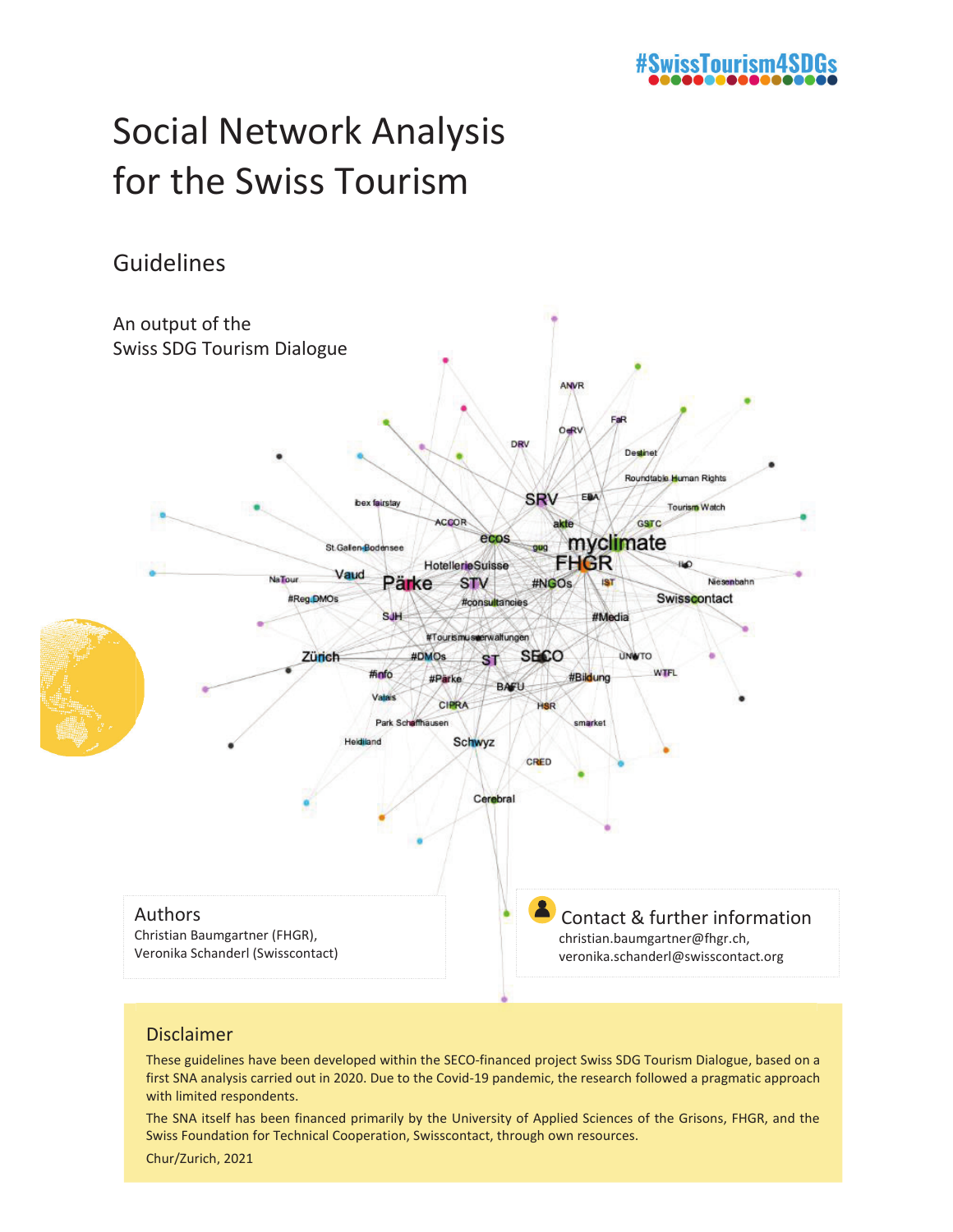#SwissTourism4SDGs

# Social Network Analysis for the Swiss Tourism

## Guidelines

An output of the
Swiss SDG Tourism Dialogue

### Authors

Christian Baumgartner (FHGR),
Veronika Schanderl (Swisscontact)

### Contact & further information

christian.baumgartner@fhgr.ch,
veronika.schanderl@swisscontact.org

### Disclaimer

These guidelines have been developed within the SECO-financed project Swiss SDG Tourism Dialogue, based on a first SNA analysis carried out in 2020. Due to the Covid-19 pandemic, the research followed a pragmatic approach with limited respondents.

The SNA itself has been financed primarily by the University of Applied Sciences of the Grisons, FHGR, and the Swiss Foundation for Technical Cooperation, Swisscontact, through own resources.

Chur/Zurich, 2021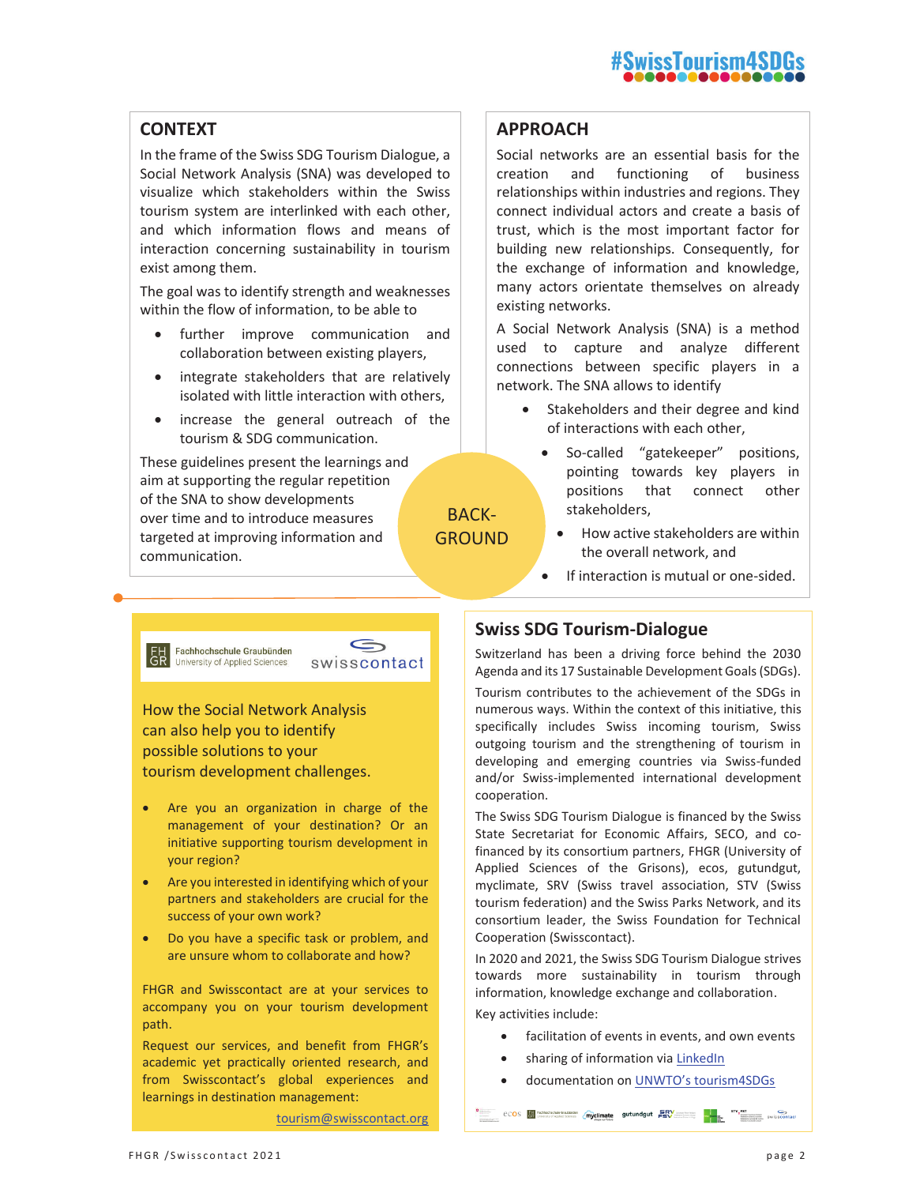## CONTEXT

In the frame of the Swiss SDG Tourism Dialogue, a Social Network Analysis (SNA) was developed to visualize which stakeholders within the Swiss tourism system are interlinked with each other, and which information flows and means of interaction concerning sustainability in tourism exist among them.

The goal was to identify strength and weaknesses within the flow of information, to be able to

- further improve communication and collaboration between existing players,
- integrate stakeholders that are relatively isolated with little interaction with others,
- increase the general outreach of the tourism & SDG communication.

These guidelines present the learnings and aim at supporting the regular repetition of the SNA to show developments over time and to introduce measures targeted at improving information and communication.

BACK-GROUND

## APPROACH

Social networks are an essential basis for the creation and functioning of business relationships within industries and regions. They connect individual actors and create a basis of trust, which is the most important factor for building new relationships. Consequently, for the exchange of information and knowledge, many actors orientate themselves on already existing networks.

A Social Network Analysis (SNA) is a method used to capture and analyze different connections between specific players in a network. The SNA allows to identify

- Stakeholders and their degree and kind of interactions with each other,
- So-called "gatekeeper" positions, pointing towards key players in positions that connect other stakeholders,
- How active stakeholders are within the overall network, and
- If interaction is mutual or one-sided.

FH GR Fachhochschule Graubünden University of Applied Sciences — swisscontact

How the Social Network Analysis can also help you to identify possible solutions to your tourism development challenges.

- Are you an organization in charge of the management of your destination? Or an initiative supporting tourism development in your region?
- Are you interested in identifying which of your partners and stakeholders are crucial for the success of your own work?
- Do you have a specific task or problem, and are unsure whom to collaborate and how?

FHGR and Swisscontact are at your services to accompany you on your tourism development path.

Request our services, and benefit from FHGR's academic yet practically oriented research, and from Swisscontact's global experiences and learnings in destination management:

tourism@swisscontact.org

## Swiss SDG Tourism-Dialogue

Switzerland has been a driving force behind the 2030 Agenda and its 17 Sustainable Development Goals (SDGs).

Tourism contributes to the achievement of the SDGs in numerous ways. Within the context of this initiative, this specifically includes Swiss incoming tourism, Swiss outgoing tourism and the strengthening of tourism in developing and emerging countries via Swiss-funded and/or Swiss-implemented international development cooperation.

The Swiss SDG Tourism Dialogue is financed by the Swiss State Secretariat for Economic Affairs, SECO, and co-financed by its consortium partners, FHGR (University of Applied Sciences of the Grisons), ecos, gutundgut, myclimate, SRV (Swiss travel association, STV (Swiss tourism federation) and the Swiss Parks Network, and its consortium leader, the Swiss Foundation for Technical Cooperation (Swisscontact).

In 2020 and 2021, the Swiss SDG Tourism Dialogue strives towards more sustainability in tourism through information, knowledge exchange and collaboration.

Key activities include:

- facilitation of events in events, and own events
- sharing of information via LinkedIn
- documentation on UNWTO's tourism4SDGs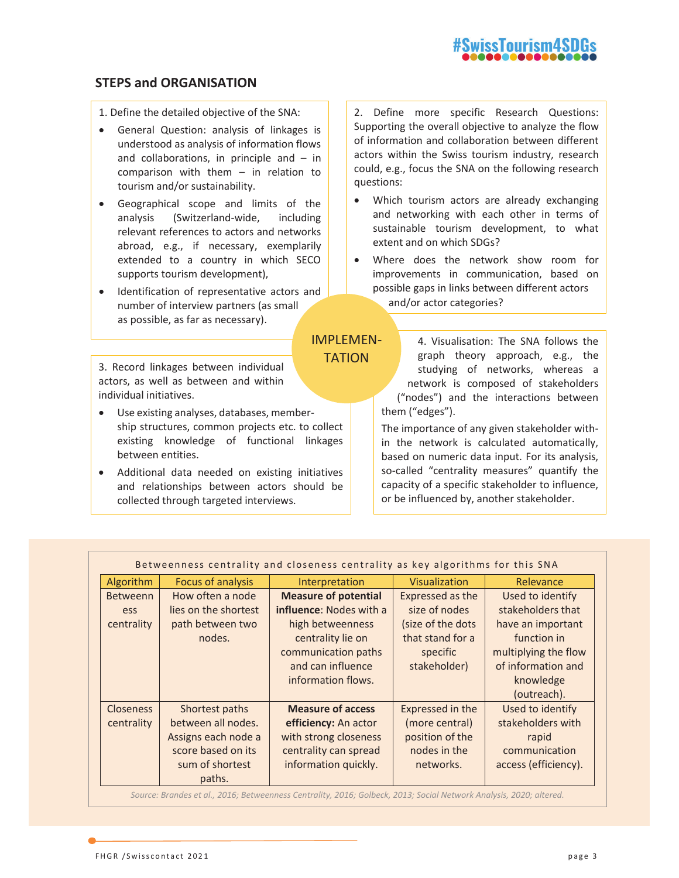## STEPS and ORGANISATION

1. Define the detailed objective of the SNA:

- General Question: analysis of linkages is understood as analysis of information flows and collaborations, in principle and – in comparison with them – in relation to tourism and/or sustainability.
- Geographical scope and limits of the analysis (Switzerland-wide, including relevant references to actors and networks abroad, e.g., if necessary, exemplarily extended to a country in which SECO supports tourism development),
- Identification of representative actors and number of interview partners (as small as possible, as far as necessary).

2. Define more specific Research Questions: Supporting the overall objective to analyze the flow of information and collaboration between different actors within the Swiss tourism industry, research could, e.g., focus the SNA on the following research questions:

- Which tourism actors are already exchanging and networking with each other in terms of sustainable tourism development, to what extent and on which SDGs?
- Where does the network show room for improvements in communication, based on possible gaps in links between different actors and/or actor categories?

IMPLEMENTATION

3. Record linkages between individual actors, as well as between and within individual initiatives.

- Use existing analyses, databases, membership structures, common projects etc. to collect existing knowledge of functional linkages between entities.
- Additional data needed on existing initiatives and relationships between actors should be collected through targeted interviews.

4. Visualisation: The SNA follows the graph theory approach, e.g., the studying of networks, whereas a network is composed of stakeholders ("nodes") and the interactions between them ("edges").

The importance of any given stakeholder within the network is calculated automatically, based on numeric data input. For its analysis, so-called "centrality measures" quantify the capacity of a specific stakeholder to influence, or be influenced by, another stakeholder.

Betweenness centrality and closeness centrality as key algorithms for this SNA

| Algorithm | Focus of analysis | Interpretation | Visualization | Relevance |
|---|---|---|---|---|
| Betweenness centrality | How often a node lies on the shortest path between two nodes. | **Measure of potential influence**: Nodes with a high betweenness centrality lie on communication paths and can influence information flows. | Expressed as the size of nodes (size of the dots that stand for a specific stakeholder) | Used to identify stakeholders that have an important function in multiplying the flow of information and knowledge (outreach). |
| Closeness centrality | Shortest paths between all nodes. Assigns each node a score based on its sum of shortest paths. | **Measure of access efficiency:** An actor with strong closeness centrality can spread information quickly. | Expressed in the (more central) position of the nodes in the networks. | Used to identify stakeholders with rapid communication access (efficiency). |

*Source: Brandes et al., 2016; Betweenness Centrality, 2016; Golbeck, 2013; Social Network Analysis, 2020; altered.*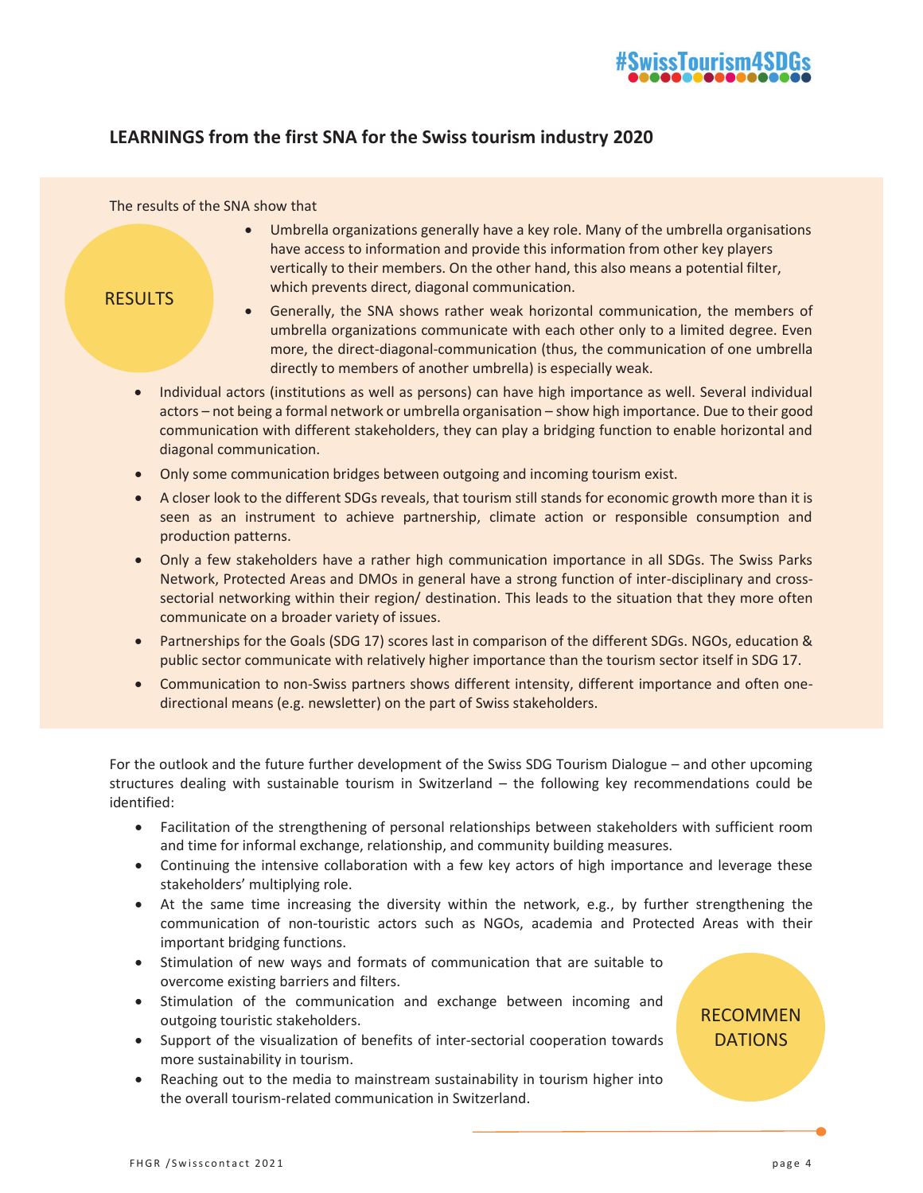## LEARNINGS from the first SNA for the Swiss tourism industry 2020

The results of the SNA show that

RESULTS

- Umbrella organizations generally have a key role. Many of the umbrella organisations have access to information and provide this information from other key players vertically to their members. On the other hand, this also means a potential filter, which prevents direct, diagonal communication.
- Generally, the SNA shows rather weak horizontal communication, the members of umbrella organizations communicate with each other only to a limited degree. Even more, the direct-diagonal-communication (thus, the communication of one umbrella directly to members of another umbrella) is especially weak.
- Individual actors (institutions as well as persons) can have high importance as well. Several individual actors – not being a formal network or umbrella organisation – show high importance. Due to their good communication with different stakeholders, they can play a bridging function to enable horizontal and diagonal communication.
- Only some communication bridges between outgoing and incoming tourism exist.
- A closer look to the different SDGs reveals, that tourism still stands for economic growth more than it is seen as an instrument to achieve partnership, climate action or responsible consumption and production patterns.
- Only a few stakeholders have a rather high communication importance in all SDGs. The Swiss Parks Network, Protected Areas and DMOs in general have a strong function of inter-disciplinary and cross-sectorial networking within their region/ destination. This leads to the situation that they more often communicate on a broader variety of issues.
- Partnerships for the Goals (SDG 17) scores last in comparison of the different SDGs. NGOs, education & public sector communicate with relatively higher importance than the tourism sector itself in SDG 17.
- Communication to non-Swiss partners shows different intensity, different importance and often one-directional means (e.g. newsletter) on the part of Swiss stakeholders.

For the outlook and the future further development of the Swiss SDG Tourism Dialogue – and other upcoming structures dealing with sustainable tourism in Switzerland – the following key recommendations could be identified:

- Facilitation of the strengthening of personal relationships between stakeholders with sufficient room and time for informal exchange, relationship, and community building measures.
- Continuing the intensive collaboration with a few key actors of high importance and leverage these stakeholders' multiplying role.
- At the same time increasing the diversity within the network, e.g., by further strengthening the communication of non-touristic actors such as NGOs, academia and Protected Areas with their important bridging functions.
- Stimulation of new ways and formats of communication that are suitable to overcome existing barriers and filters.
- Stimulation of the communication and exchange between incoming and outgoing touristic stakeholders.
- Support of the visualization of benefits of inter-sectorial cooperation towards more sustainability in tourism.
- Reaching out to the media to mainstream sustainability in tourism higher into the overall tourism-related communication in Switzerland.

RECOMMENDATIONS